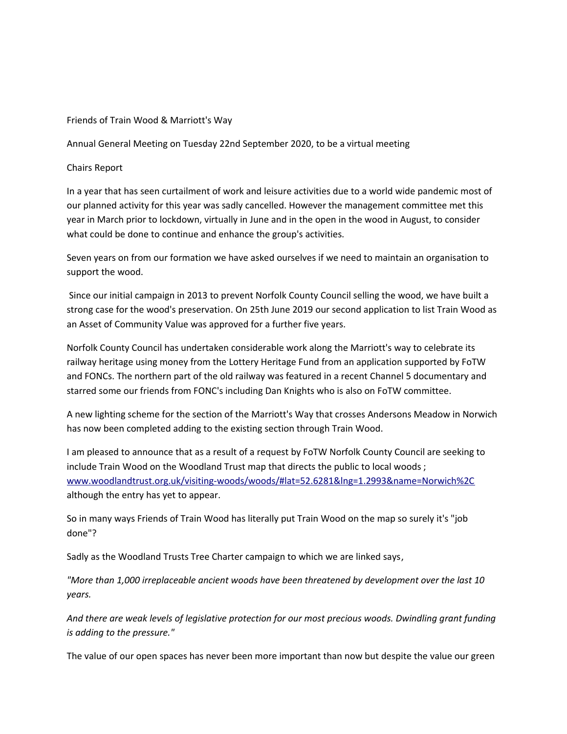Friends of Train Wood & Marriott's Way

Annual General Meeting on Tuesday 22nd September 2020, to be a virtual meeting

Chairs Report

In a year that has seen curtailment of work and leisure activities due to a world wide pandemic most of our planned activity for this year was sadly cancelled. However the management committee met this year in March prior to lockdown, virtually in June and in the open in the wood in August, to consider what could be done to continue and enhance the group's activities.

Seven years on from our formation we have asked ourselves if we need to maintain an organisation to support the wood.

Since our initial campaign in 2013 to prevent Norfolk County Council selling the wood, we have built a strong case for the wood's preservation. On 25th June 2019 our second application to list Train Wood as an Asset of Community Value was approved for a further five years.

Norfolk County Council has undertaken considerable work along the Marriott's way to celebrate its railway heritage using money from the Lottery Heritage Fund from an application supported by FoTW and FONCs. The northern part of the old railway was featured in a recent Channel 5 documentary and starred some our friends from FONC's including Dan Knights who is also on FoTW committee.

A new lighting scheme for the section of the Marriott's Way that crosses Andersons Meadow in Norwich has now been completed adding to the existing section through Train Wood.

I am pleased to announce that as a result of a request by FoTW Norfolk County Council are seeking to include Train Wood on the Woodland Trust map that directs the public to local woods ; www.woodlandtrust.org.uk/visiting-woods/woods/#lat=52.6281&lng=1.2993&name=Norwich%2C although the entry has yet to appear.

So in many ways Friends of Train Wood has literally put Train Wood on the map so surely it's "job done"?

Sadly as the Woodland Trusts Tree Charter campaign to which we are linked says,

*"More than 1,000 irreplaceable ancient woods have been threatened by development over the last 10 years.*

*And there are weak levels of legislative protection for our most precious woods. Dwindling grant funding is adding to the pressure."*

The value of our open spaces has never been more important than now but despite the value our green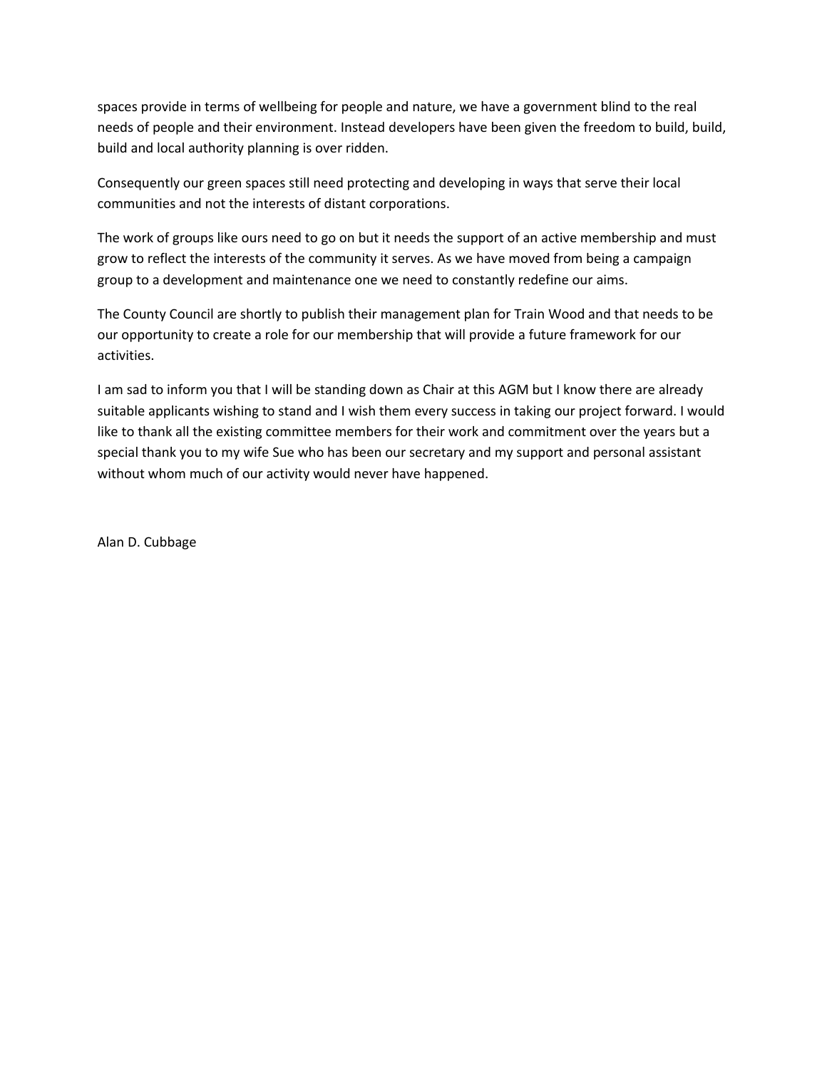spaces provide in terms of wellbeing for people and nature, we have a government blind to the real needs of people and their environment. Instead developers have been given the freedom to build, build, build and local authority planning is over ridden.

Consequently our green spaces still need protecting and developing in ways that serve their local communities and not the interests of distant corporations.

The work of groups like ours need to go on but it needs the support of an active membership and must grow to reflect the interests of the community it serves. As we have moved from being a campaign group to a development and maintenance one we need to constantly redefine our aims.

The County Council are shortly to publish their management plan for Train Wood and that needs to be our opportunity to create a role for our membership that will provide a future framework for our activities.

I am sad to inform you that I will be standing down as Chair at this AGM but I know there are already suitable applicants wishing to stand and I wish them every success in taking our project forward. I would like to thank all the existing committee members for their work and commitment over the years but a special thank you to my wife Sue who has been our secretary and my support and personal assistant without whom much of our activity would never have happened.

Alan D. Cubbage